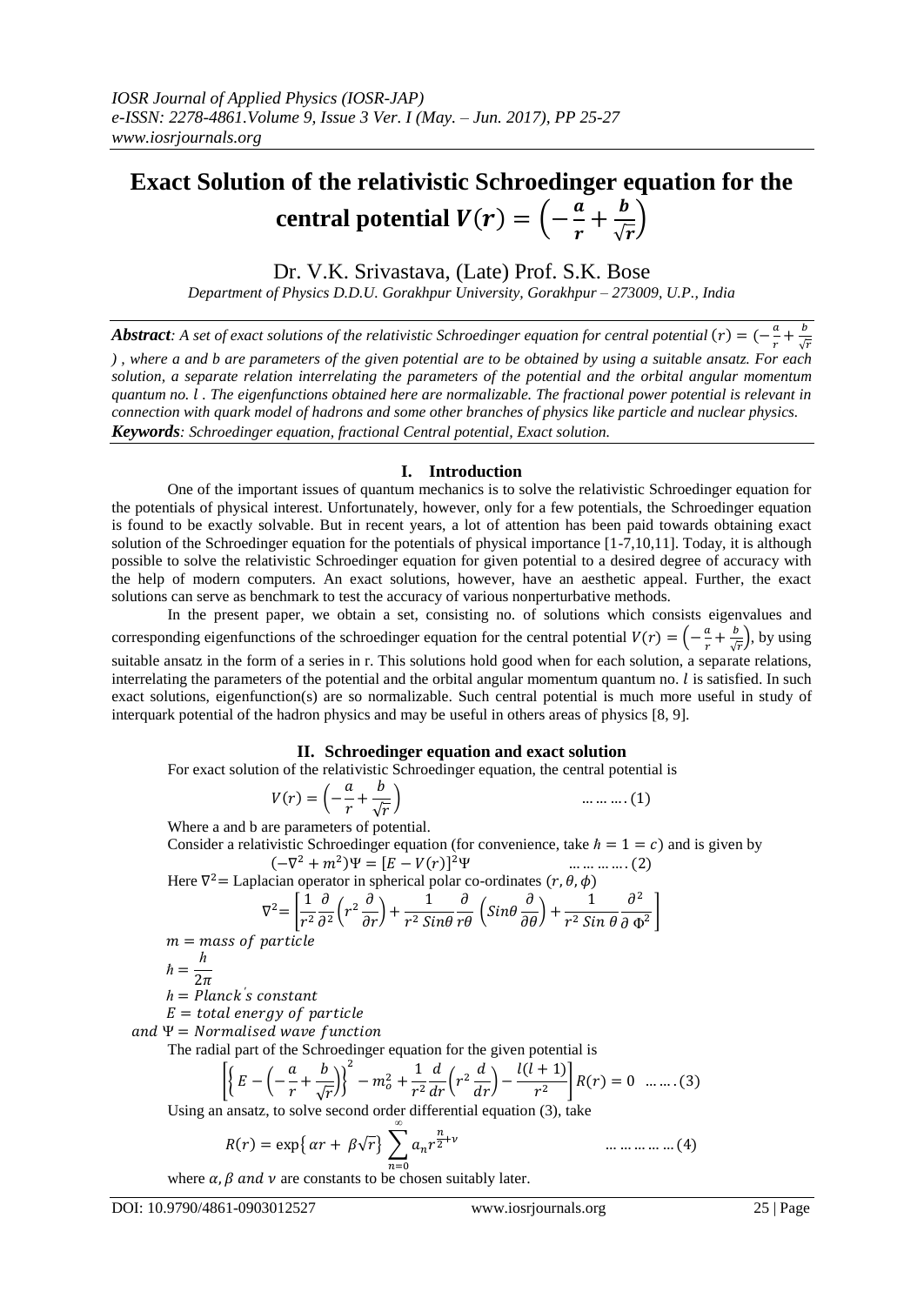# Exact Solution of the relativistic Schroedinger equation for the central potential $V(r) = \left(-\frac{a}{r} + \frac{b}{\sqrt{r}}\right)$

Dr. V.K. Srivastava, (Late) Prof. S.K. Bose

*Department of Physics D.D.U. Gorakhpur University, Gorakhpur – 273009, U.P., India*

***Abstract****: A set of exact solutions of the relativistic Schroedinger equation for central potential $(r) = (-\frac{a}{r} + \frac{b}{\sqrt{r}})$, where a and b are parameters of the given potential are to be obtained by using a suitable ansatz. For each solution, a separate relation interrelating the parameters of the potential and the orbital angular momentum quantum no. $l$. The eigenfunctions obtained here are normalizable. The fractional power potential is relevant in connection with quark model of hadrons and some other branches of physics like particle and nuclear physics.*

***Keywords****: Schroedinger equation, fractional Central potential, Exact solution.*

## I. Introduction

One of the important issues of quantum mechanics is to solve the relativistic Schroedinger equation for the potentials of physical interest. Unfortunately, however, only for a few potentials, the Schroedinger equation is found to be exactly solvable. But in recent years, a lot of attention has been paid towards obtaining exact solution of the Schroedinger equation for the potentials of physical importance [1-7,10,11]. Today, it is although possible to solve the relativistic Schroedinger equation for given potential to a desired degree of accuracy with the help of modern computers. An exact solutions, however, have an aesthetic appeal. Further, the exact solutions can serve as benchmark to test the accuracy of various nonperturbative methods.

In the present paper, we obtain a set, consisting no. of solutions which consists eigenvalues and corresponding eigenfunctions of the schroedinger equation for the central potential $V(r) = \left(-\frac{a}{r} + \frac{b}{\sqrt{r}}\right)$, by using suitable ansatz in the form of a series in r. This solutions hold good when for each solution, a separate relations, interrelating the parameters of the potential and the orbital angular momentum quantum no. $l$ is satisfied. In such exact solutions, eigenfunction(s) are so normalizable. Such central potential is much more useful in study of interquark potential of the hadron physics and may be useful in others areas of physics [8, 9].

## II. Schroedinger equation and exact solution

For exact solution of the relativistic Schroedinger equation, the central potential is

$$V(r) = \left(-\frac{a}{r} + \frac{b}{\sqrt{r}}\right) \qquad \text{.........(1)}$$

Where a and b are parameters of potential.

Consider a relativistic Schroedinger equation (for convenience, take $\hbar = 1 = c$) and is given by

$$(-\nabla^2 + m^2)\Psi = [E - V(r)]^2\Psi \qquad \text{............(2)}$$

Here $\nabla^2$= Laplacian operator in spherical polar co-ordinates $(r, \theta, \phi)$

$$\nabla^2 = \left[\frac{1}{r^2}\frac{\partial}{\partial^2}\left(r^2\frac{\partial}{\partial r}\right) + \frac{1}{r^2\, Sin\theta}\frac{\partial}{r\theta}\left(Sin\theta\frac{\partial}{\partial\theta}\right) + \frac{1}{r^2\, Sin\,\theta}\frac{\partial^2}{\partial\,\Phi^2}\right]$$

$m = mass\ of\ particle$

$\hbar = \frac{h}{2\pi}$

$h = Planck's\ constant$

$E = total\ energy\ of\ particle$

and $\Psi = Normalised\ wave\ function$

The radial part of the Schroedinger equation for the given potential is

$$\left[\left\{E - \left(-\frac{a}{r} + \frac{b}{\sqrt{r}}\right)\right\}^2 - m_o^2 + \frac{1}{r^2}\frac{d}{dr}\left(r^2\frac{d}{dr}\right) - \frac{l(l+1)}{r^2}\right]R(r) = 0 \quad \text{.......(3)}$$

Using an ansatz, to solve second order differential equation (3), take

$$R(r) = \exp\{\alpha r + \beta\sqrt{r}\}\sum_{n=0}^{\infty} a_n r^{\frac{n}{2}+\nu} \qquad \text{...............(4)}$$

where $\alpha, \beta$ and $\nu$ are constants to be chosen suitably later.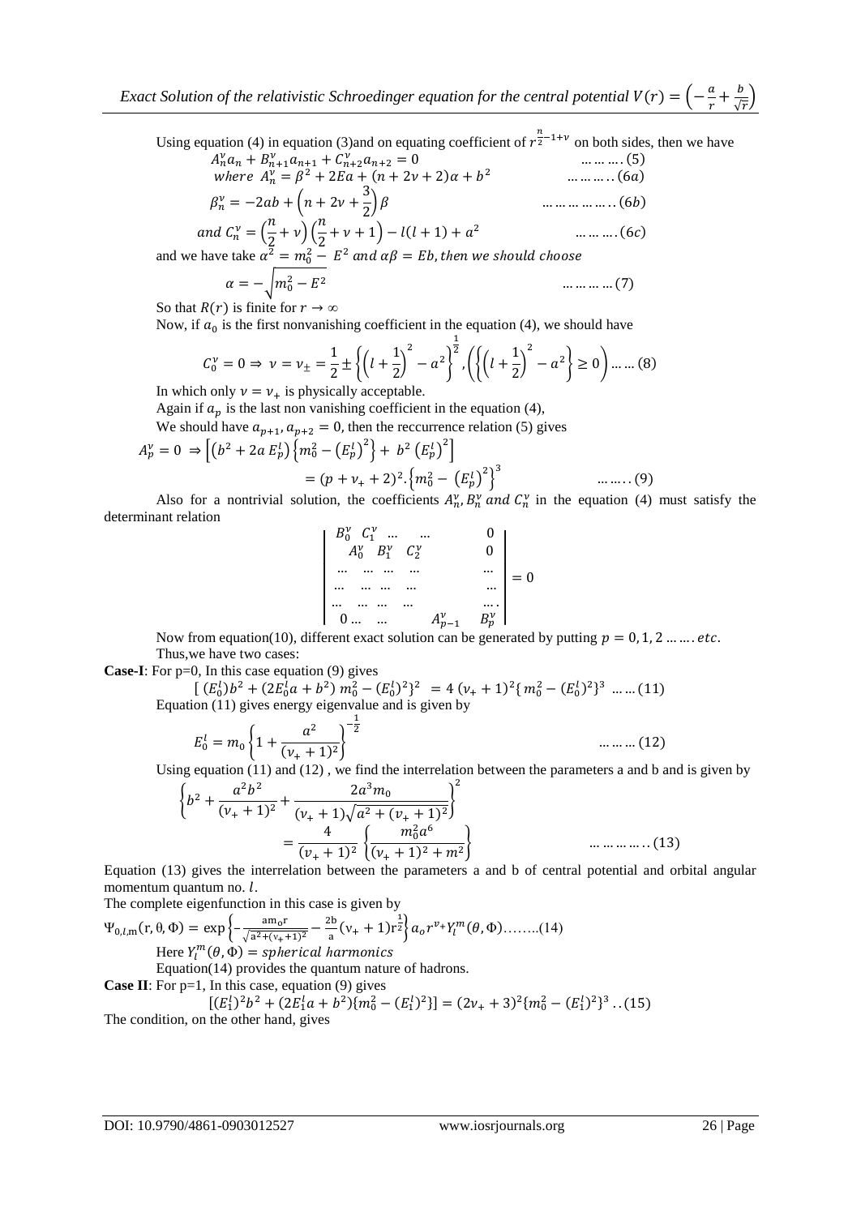Using equation (4) in equation (3)and on equating coefficient of $r^{\frac{n}{2}-1+\nu}$ on both sides, then we have

$$A_n^\nu a_n + B_{n+1}^\nu a_{n+1} + C_{n+2}^\nu a_{n+2} = 0 \qquad \ldots\ldots\ldots(5)$$

$$where \;\; A_n^\nu = \beta^2 + 2Ea + (n + 2\nu + 2)\alpha + b^2 \qquad \ldots\ldots\ldots(6a)$$

$$\beta_n^\nu = -2ab + \left(n + 2\nu + \frac{3}{2}\right)\beta \qquad \ldots\ldots\ldots\ldots(6b)$$

$$and \;\; C_n^\nu = \left(\frac{n}{2} + \nu\right)\left(\frac{n}{2} + \nu + 1\right) - l(l+1) + a^2 \qquad \ldots\ldots\ldots(6c)$$

and we have take $\alpha^2 = m_0^2 - E^2$ *and* $\alpha\beta = Eb$, *then we should choose*

$$\alpha = -\sqrt{m_0^2 - E^2} \qquad \ldots\ldots\ldots(7)$$

So that $R(r)$ is finite for $r \to \infty$

Now, if $a_0$ is the first nonvanishing coefficient in the equation (4), we should have

$$C_0^\nu = 0 \Rightarrow \nu = \nu_\pm = \frac{1}{2} \pm \left\{\left(l + \frac{1}{2}\right)^2 - a^2\right\}^{\frac{1}{2}}, \left(\left\{\left(l + \frac{1}{2}\right)^2 - a^2\right\} \geq 0\right) \ldots\ldots(8)$$

In which only $\nu = \nu_+$ is physically acceptable.

Again if $a_p$ is the last non vanishing coefficient in the equation (4),

We should have $a_{p+1}, a_{p+2} = 0$, then the reccurrence relation (5) gives

$$A_p^\nu = 0 \Rightarrow \left[\left(b^2 + 2a\,E_p^l\right)\left\{m_0^2 - \left(E_p^l\right)^2\right\} + b^2\left(E_p^l\right)^2\right]$$
$$= (p + \nu_+ + 2)^2.\left\{m_0^2 - \left(E_p^l\right)^2\right\}^3 \qquad \ldots\ldots(9)$$

Also for a nontrivial solution, the coefficients $A_n^\nu, B_n^\nu$ *and* $C_n^\nu$ in the equation (4) must satisfy the determinant relation

$$\begin{vmatrix} B_0^\nu & C_1^\nu & \ldots & \ldots & & 0 \\ A_0^\nu & B_1^\nu & C_2^\nu & & & 0 \\ \ldots & \ldots & \ldots & \ldots & & \ldots \\ \ldots & \ldots & \ldots & \ldots & & \ldots \\ \ldots & \ldots & \ldots & \ldots & & \ldots \\ 0 \ldots & \ldots & & & A_{p-1}^\nu & B_p^\nu \end{vmatrix} = 0$$

Now from equation(10), different exact solution can be generated by putting $p = 0, 1, 2 \ldots\ldots etc.$

Thus,we have two cases:

**Case-I**: For p=0, In this case equation (9) gives

$$\left[\,(E_0^l)b^2 + (2E_0^l a + b^2)\, m_0^2 - (E_0^l)^2\right\}^2 = 4\,(\nu_+ + 1)^2\{m_0^2 - (E_0^l)^2\}^3 \;\ldots\ldots(11)$$

Equation (11) gives energy eigenvalue and is given by

$$E_0^l = m_0\left\{1 + \frac{a^2}{(\nu_+ + 1)^2}\right\}^{-\frac{1}{2}} \qquad \ldots\ldots\ldots(12)$$

Using equation (11) and (12) , we find the interrelation between the parameters a and b and is given by

$$\left\{b^2 + \frac{a^2 b^2}{(\nu_+ + 1)^2} + \frac{2a^3 m_0}{(\nu_+ + 1)\sqrt{a^2 + (\nu_+ + 1)^2}}\right\}^2$$
$$= \frac{4}{(\nu_+ + 1)^2}\left\{\frac{m_0^2 a^6}{(\nu_+ + 1)^2 + m^2}\right\} \qquad \ldots\ldots\ldots\ldots(13)$$

Equation (13) gives the interrelation between the parameters a and b of central potential and orbital angular momentum quantum no. $l$.

The complete eigenfunction in this case is given by

$$\Psi_{0,l,m}(r,\theta,\Phi) = \exp\left\{-\frac{am_0 r}{\sqrt{a^2 + (\nu_+ + 1)^2}} - \frac{2b}{a}(\nu_+ + 1)r^{\frac{1}{2}}\right\} a_o r^{\nu_+} Y_l^m(\theta,\Phi) \ldots\ldots(14)$$

Here $Y_l^m(\theta,\Phi) = spherical\ harmonics$

Equation(14) provides the quantum nature of hadrons.

**Case II**: For p=1, In this case, equation (9) gives

$$[(E_1^l)^2 b^2 + (2E_1^l a + b^2)\{m_0^2 - (E_1^l)^2\}] = (2\nu_+ + 3)^2\{m_0^2 - (E_1^l)^2\}^3 \;..(15)$$

The condition, on the other hand, gives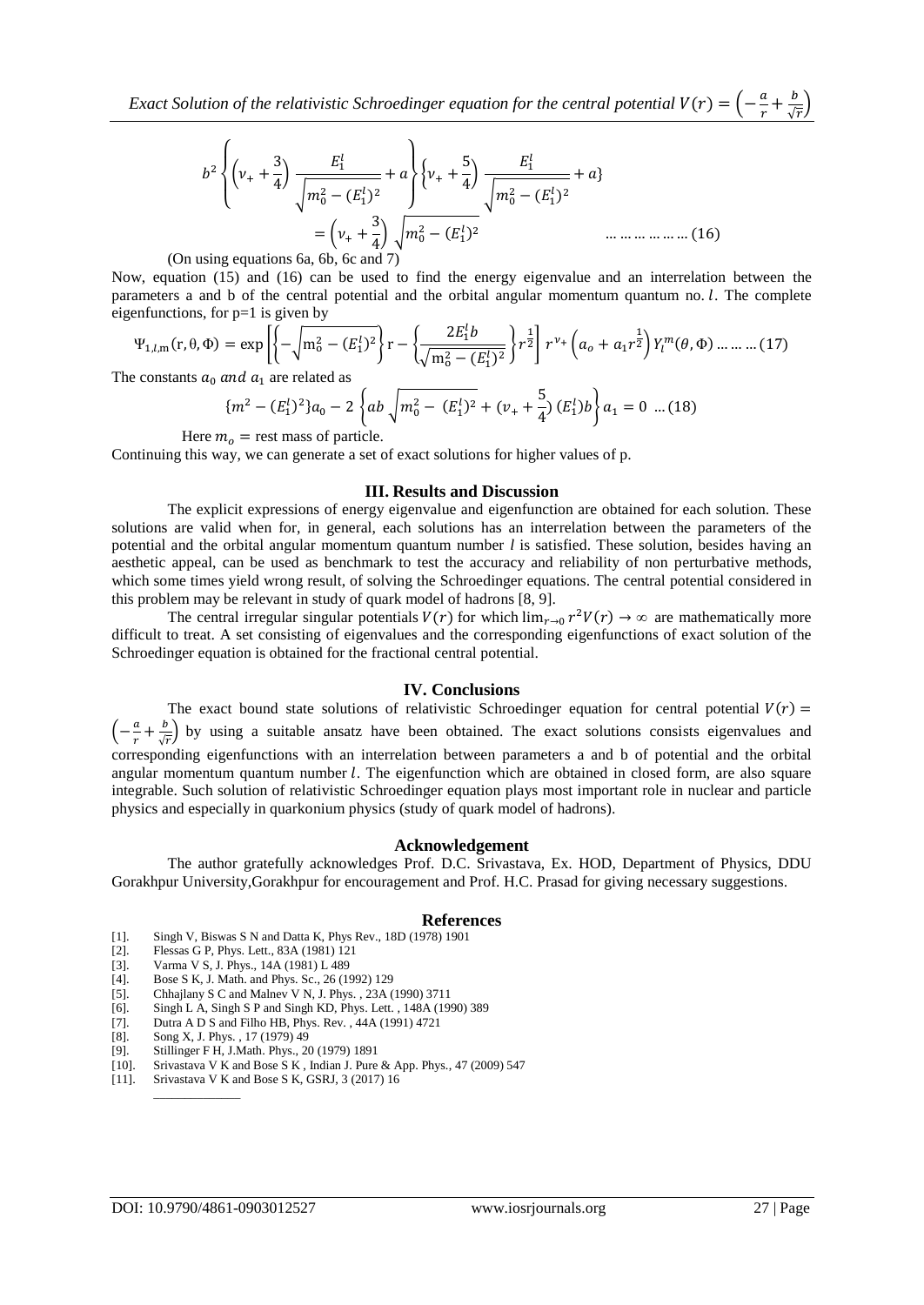$$b^2 \left\{ \left(\nu_+ + \frac{3}{4}\right) \frac{E_1^l}{\sqrt{m_0^2 - (E_1^l)^2}} + a \right\} \left\{ \nu_+ + \frac{5}{4}\right) \frac{E_1^l}{\sqrt{m_0^2 - (E_1^l)^2}} + a\}$$

$$= \left(\nu_+ + \frac{3}{4}\right) \sqrt{m_0^2 - (E_1^l)^2} \qquad \ldots \ldots \ldots \ldots \ldots \ldots (16)$$

(On using equations 6a, 6b, 6c and 7)

Now, equation (15) and (16) can be used to find the energy eigenvalue and an interrelation between the parameters a and b of the central potential and the orbital angular momentum quantum no. $l$. The complete eigenfunctions, for p=1 is given by

$$\Psi_{1,l,m}(r, \theta, \Phi) = \exp\left[\left\{-\sqrt{m_0^2 - (E_1^l)^2}\right\} r - \left\{\frac{2E_1^l b}{\sqrt{m_0^2 - (E_1^l)^2}}\right\} r^{\frac{1}{2}}\right] r^{\nu_+} \left(a_o + a_1 r^{\frac{1}{2}}\right) Y_l^m(\theta, \Phi) \ldots \ldots \ldots (17)$$

The constants $a_0$ *and* $a_1$ are related as

$$\{m^2 - (E_1^l)^2\} a_0 - 2\left\{ab\sqrt{m_0^2 - (E_1^l)^2} + (\nu_+ + \frac{5}{4})(E_1^l) b\right\} a_1 = 0 \ \ldots (18)$$

Here $m_o =$ rest mass of particle.

Continuing this way, we can generate a set of exact solutions for higher values of p.

## III. Results and Discussion

The explicit expressions of energy eigenvalue and eigenfunction are obtained for each solution. These solutions are valid when for, in general, each solutions has an interrelation between the parameters of the potential and the orbital angular momentum quantum number $l$ is satisfied. These solution, besides having an aesthetic appeal, can be used as benchmark to test the accuracy and reliability of non perturbative methods, which some times yield wrong result, of solving the Schroedinger equations. The central potential considered in this problem may be relevant in study of quark model of hadrons [8, 9].

The central irregular singular potentials $V(r)$ for which $\lim_{r\to 0} r^2 V(r) \to \infty$ are mathematically more difficult to treat. A set consisting of eigenvalues and the corresponding eigenfunctions of exact solution of the Schroedinger equation is obtained for the fractional central potential.

## IV. Conclusions

The exact bound state solutions of relativistic Schroedinger equation for central potential $V(r) = \left(-\frac{a}{r} + \frac{b}{\sqrt{r}}\right)$ by using a suitable ansatz have been obtained. The exact solutions consists eigenvalues and corresponding eigenfunctions with an interrelation between parameters a and b of potential and the orbital angular momentum quantum number $l$. The eigenfunction which are obtained in closed form, are also square integrable. Such solution of relativistic Schroedinger equation plays most important role in nuclear and particle physics and especially in quarkonium physics (study of quark model of hadrons).

## Acknowledgement

The author gratefully acknowledges Prof. D.C. Srivastava, Ex. HOD, Department of Physics, DDU Gorakhpur University,Gorakhpur for encouragement and Prof. H.C. Prasad for giving necessary suggestions.

## References

[1]. Singh V, Biswas S N and Datta K, Phys Rev., 18D (1978) 1901
[2]. Flessas G P, Phys. Lett., 83A (1981) 121
[3]. Varma V S, J. Phys., 14A (1981) L 489
[4]. Bose S K, J. Math. and Phys. Sc., 26 (1992) 129
[5]. Chhajlany S C and Malnev V N, J. Phys. , 23A (1990) 3711
[6]. Singh L A, Singh S P and Singh KD, Phys. Lett. , 148A (1990) 389
[7]. Dutra A D S and Filho HB, Phys. Rev. , 44A (1991) 4721
[8]. Song X, J. Phys. , 17 (1979) 49
[9]. Stillinger F H, J.Math. Phys., 20 (1979) 1891
[10]. Srivastava V K and Bose S K , Indian J. Pure & App. Phys., 47 (2009) 547
[11]. Srivastava V K and Bose S K, GSRJ, 3 (2017) 16